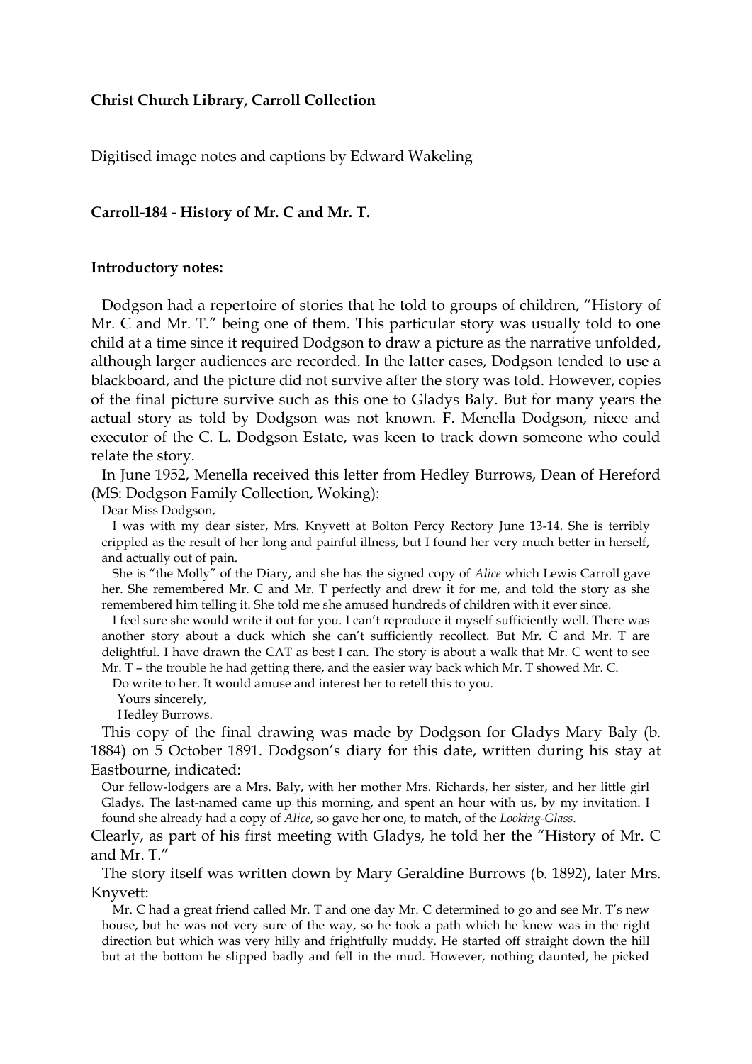**Christ Church Library, Carroll Collection**

Digitised image notes and captions by Edward Wakeling

**Carroll-184 - History of Mr. C and Mr. T.**

**Introductory notes:**

Dodgson had a repertoire of stories that he told to groups of children, "History of Mr. C and Mr. T." being one of them. This particular story was usually told to one child at a time since it required Dodgson to draw a picture as the narrative unfolded, although larger audiences are recorded. In the latter cases, Dodgson tended to use a blackboard, and the picture did not survive after the story was told. However, copies of the final picture survive such as this one to Gladys Baly. But for many years the actual story as told by Dodgson was not known. F. Menella Dodgson, niece and executor of the C. L. Dodgson Estate, was keen to track down someone who could relate the story.

In June 1952, Menella received this letter from Hedley Burrows, Dean of Hereford (MS: Dodgson Family Collection, Woking):

> Dear Miss Dodgson,
>
> I was with my dear sister, Mrs. Knyvett at Bolton Percy Rectory June 13-14. She is terribly crippled as the result of her long and painful illness, but I found her very much better in herself, and actually out of pain.
>
> She is "the Molly" of the Diary, and she has the signed copy of *Alice* which Lewis Carroll gave her. She remembered Mr. C and Mr. T perfectly and drew it for me, and told the story as she remembered him telling it. She told me she amused hundreds of children with it ever since.
>
> I feel sure she would write it out for you. I can't reproduce it myself sufficiently well. There was another story about a duck which she can't sufficiently recollect. But Mr. C and Mr. T are delightful. I have drawn the CAT as best I can. The story is about a walk that Mr. C went to see Mr. T – the trouble he had getting there, and the easier way back which Mr. T showed Mr. C.
>
> Do write to her. It would amuse and interest her to retell this to you.
>
> Yours sincerely,
>
> Hedley Burrows.

This copy of the final drawing was made by Dodgson for Gladys Mary Baly (b. 1884) on 5 October 1891. Dodgson's diary for this date, written during his stay at Eastbourne, indicated:

> Our fellow-lodgers are a Mrs. Baly, with her mother Mrs. Richards, her sister, and her little girl Gladys. The last-named came up this morning, and spent an hour with us, by my invitation. I found she already had a copy of *Alice*, so gave her one, to match, of the *Looking-Glass*.

Clearly, as part of his first meeting with Gladys, he told her the "History of Mr. C and Mr. T."

The story itself was written down by Mary Geraldine Burrows (b. 1892), later Mrs. Knyvett:

> Mr. C had a great friend called Mr. T and one day Mr. C determined to go and see Mr. T's new house, but he was not very sure of the way, so he took a path which he knew was in the right direction but which was very hilly and frightfully muddy. He started off straight down the hill but at the bottom he slipped badly and fell in the mud. However, nothing daunted, he picked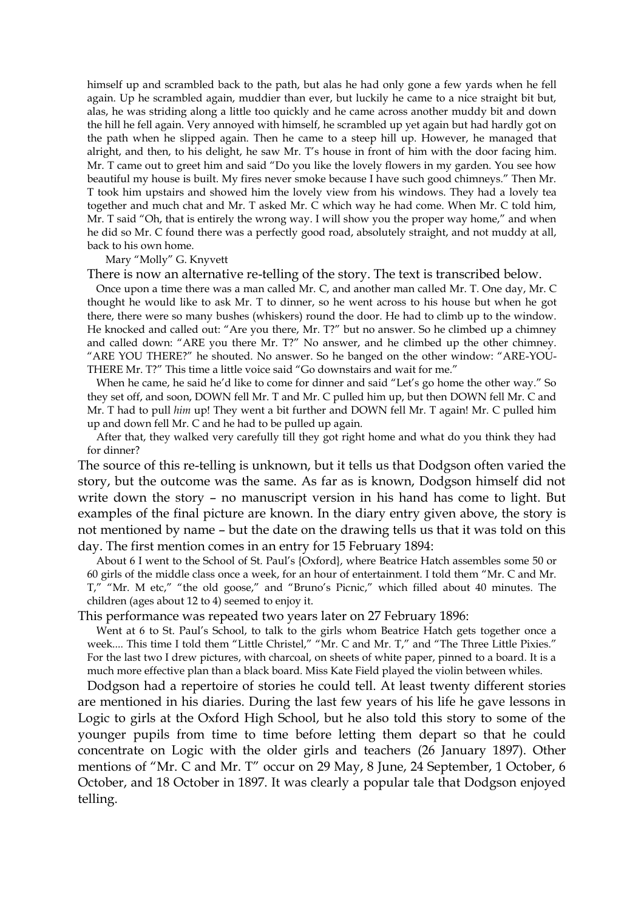himself up and scrambled back to the path, but alas he had only gone a few yards when he fell again. Up he scrambled again, muddier than ever, but luckily he came to a nice straight bit but, alas, he was striding along a little too quickly and he came across another muddy bit and down the hill he fell again. Very annoyed with himself, he scrambled up yet again but had hardly got on the path when he slipped again. Then he came to a steep hill up. However, he managed that alright, and then, to his delight, he saw Mr. T's house in front of him with the door facing him. Mr. T came out to greet him and said "Do you like the lovely flowers in my garden. You see how beautiful my house is built. My fires never smoke because I have such good chimneys." Then Mr. T took him upstairs and showed him the lovely view from his windows. They had a lovely tea together and much chat and Mr. T asked Mr. C which way he had come. When Mr. C told him, Mr. T said "Oh, that is entirely the wrong way. I will show you the proper way home," and when he did so Mr. C found there was a perfectly good road, absolutely straight, and not muddy at all, back to his own home.

Mary "Molly" G. Knyvett

There is now an alternative re-telling of the story. The text is transcribed below.

Once upon a time there was a man called Mr. C, and another man called Mr. T. One day, Mr. C thought he would like to ask Mr. T to dinner, so he went across to his house but when he got there, there were so many bushes (whiskers) round the door. He had to climb up to the window. He knocked and called out: "Are you there, Mr. T?" but no answer. So he climbed up a chimney and called down: "ARE you there Mr. T?" No answer, and he climbed up the other chimney. "ARE YOU THERE?" he shouted. No answer. So he banged on the other window: "ARE-YOU-THERE Mr. T?" This time a little voice said "Go downstairs and wait for me."

When he came, he said he'd like to come for dinner and said "Let's go home the other way." So they set off, and soon, DOWN fell Mr. T and Mr. C pulled him up, but then DOWN fell Mr. C and Mr. T had to pull *him* up! They went a bit further and DOWN fell Mr. T again! Mr. C pulled him up and down fell Mr. C and he had to be pulled up again.

After that, they walked very carefully till they got right home and what do you think they had for dinner?

The source of this re-telling is unknown, but it tells us that Dodgson often varied the story, but the outcome was the same. As far as is known, Dodgson himself did not write down the story – no manuscript version in his hand has come to light. But examples of the final picture are known. In the diary entry given above, the story is not mentioned by name – but the date on the drawing tells us that it was told on this day. The first mention comes in an entry for 15 February 1894:

> About 6 I went to the School of St. Paul's {Oxford}, where Beatrice Hatch assembles some 50 or 60 girls of the middle class once a week, for an hour of entertainment. I told them "Mr. C and Mr. T," "Mr. M etc," "the old goose," and "Bruno's Picnic," which filled about 40 minutes. The children (ages about 12 to 4) seemed to enjoy it.

This performance was repeated two years later on 27 February 1896:

> Went at 6 to St. Paul's School, to talk to the girls whom Beatrice Hatch gets together once a week.... This time I told them "Little Christel," "Mr. C and Mr. T," and "The Three Little Pixies." For the last two I drew pictures, with charcoal, on sheets of white paper, pinned to a board. It is a much more effective plan than a black board. Miss Kate Field played the violin between whiles.

Dodgson had a repertoire of stories he could tell. At least twenty different stories are mentioned in his diaries. During the last few years of his life he gave lessons in Logic to girls at the Oxford High School, but he also told this story to some of the younger pupils from time to time before letting them depart so that he could concentrate on Logic with the older girls and teachers (26 January 1897). Other mentions of "Mr. C and Mr. T" occur on 29 May, 8 June, 24 September, 1 October, 6 October, and 18 October in 1897. It was clearly a popular tale that Dodgson enjoyed telling.